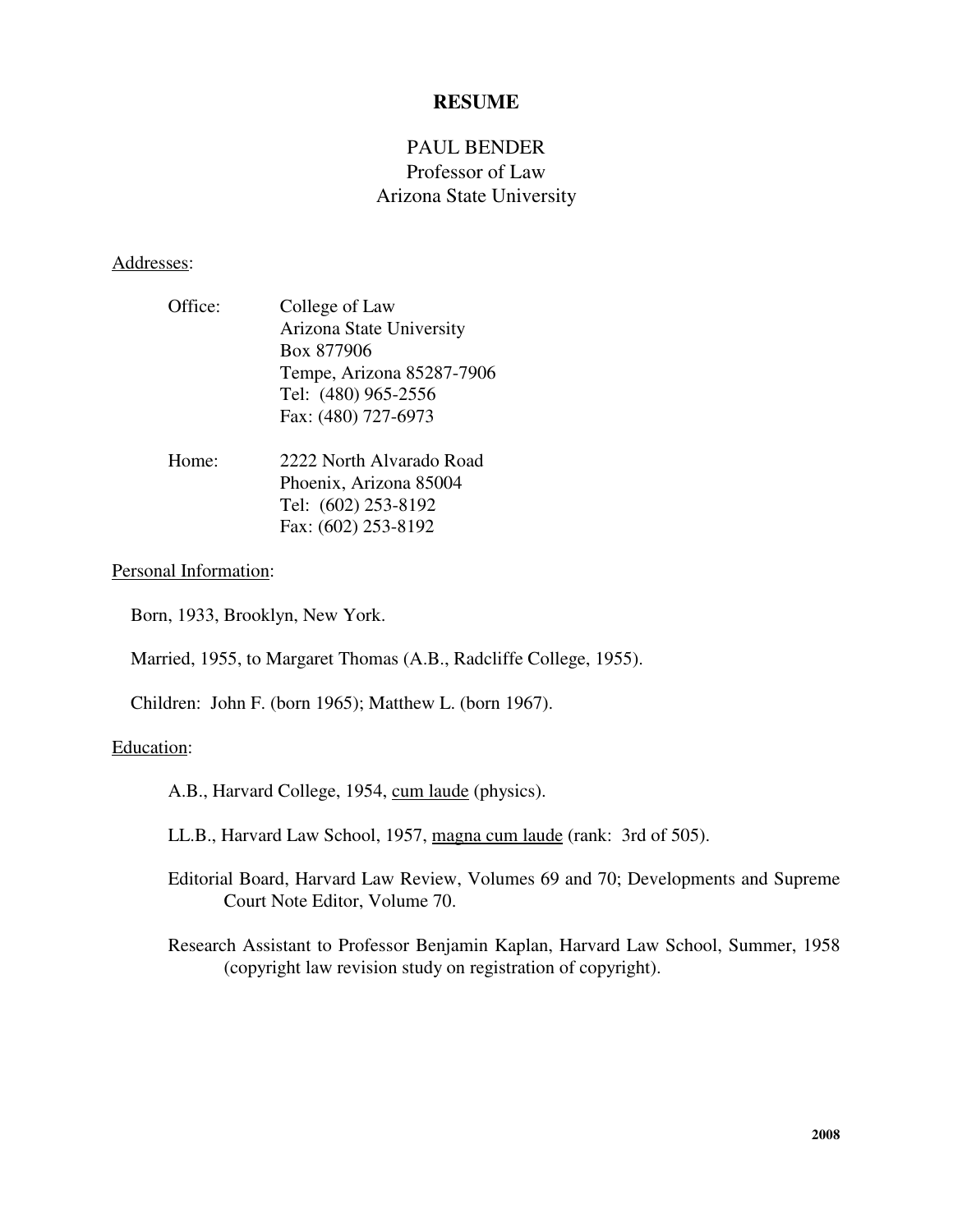# RESUME

## PAUL BENDER
Professor of Law
Arizona State University

Addresses:

Office: College of Law
Arizona State University
Box 877906
Tempe, Arizona 85287-7906
Tel: (480) 965-2556
Fax: (480) 727-6973

Home: 2222 North Alvarado Road
Phoenix, Arizona 85004
Tel: (602) 253-8192
Fax: (602) 253-8192

Personal Information:

Born, 1933, Brooklyn, New York.

Married, 1955, to Margaret Thomas (A.B., Radcliffe College, 1955).

Children: John F. (born 1965); Matthew L. (born 1967).

Education:

A.B., Harvard College, 1954, cum laude (physics).

LL.B., Harvard Law School, 1957, magna cum laude (rank: 3rd of 505).

Editorial Board, Harvard Law Review, Volumes 69 and 70; Developments and Supreme Court Note Editor, Volume 70.

Research Assistant to Professor Benjamin Kaplan, Harvard Law School, Summer, 1958 (copyright law revision study on registration of copyright).

2008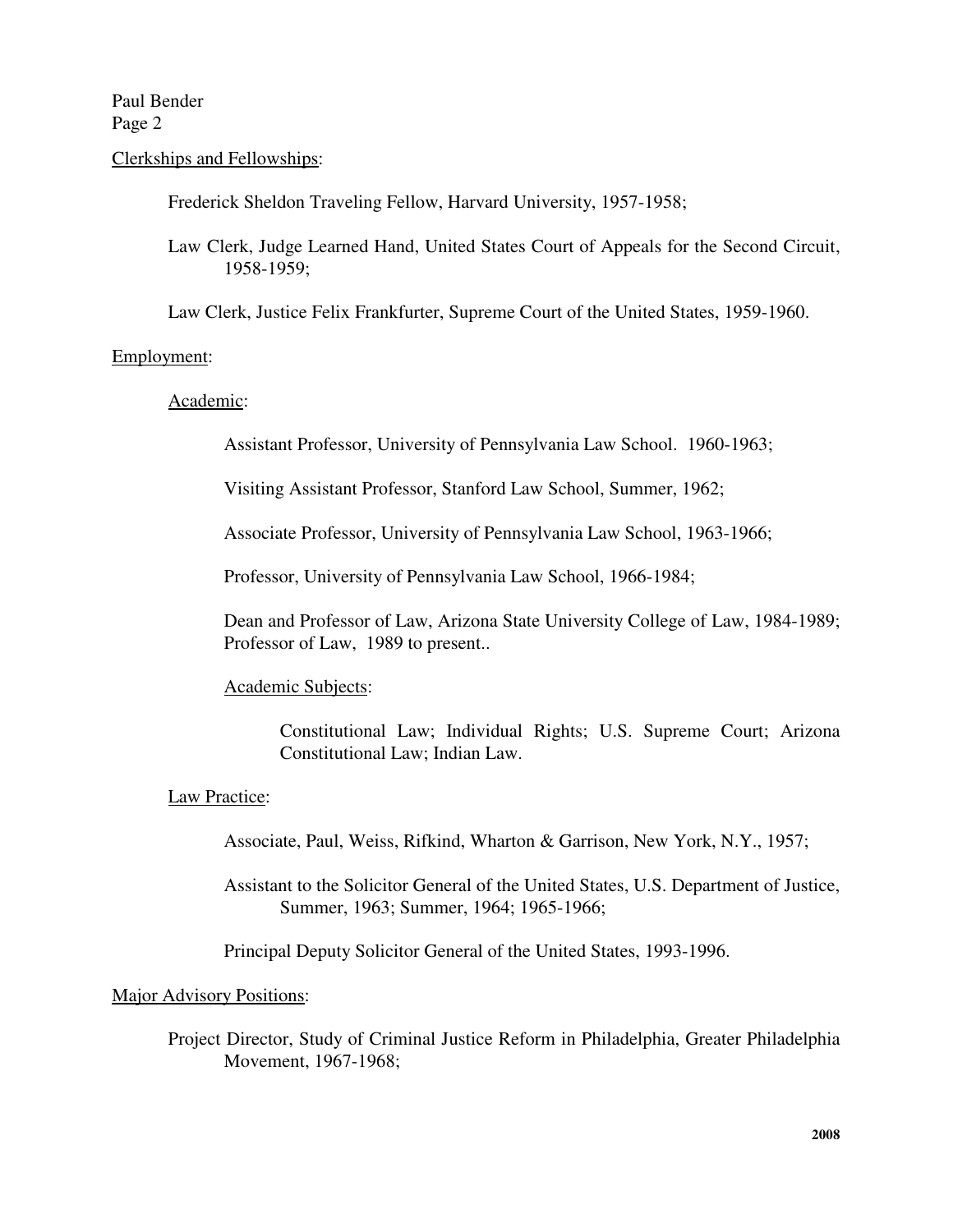## Clerkships and Fellowships:

Frederick Sheldon Traveling Fellow, Harvard University, 1957-1958;

Law Clerk, Judge Learned Hand, United States Court of Appeals for the Second Circuit, 1958-1959;

Law Clerk, Justice Felix Frankfurter, Supreme Court of the United States, 1959-1960.

## Employment:

### Academic:

Assistant Professor, University of Pennsylvania Law School. 1960-1963;

Visiting Assistant Professor, Stanford Law School, Summer, 1962;

Associate Professor, University of Pennsylvania Law School, 1963-1966;

Professor, University of Pennsylvania Law School, 1966-1984;

Dean and Professor of Law, Arizona State University College of Law, 1984-1989; Professor of Law, 1989 to present..

#### Academic Subjects:

Constitutional Law; Individual Rights; U.S. Supreme Court; Arizona Constitutional Law; Indian Law.

### Law Practice:

Associate, Paul, Weiss, Rifkind, Wharton & Garrison, New York, N.Y., 1957;

Assistant to the Solicitor General of the United States, U.S. Department of Justice, Summer, 1963; Summer, 1964; 1965-1966;

Principal Deputy Solicitor General of the United States, 1993-1996.

## Major Advisory Positions:

Project Director, Study of Criminal Justice Reform in Philadelphia, Greater Philadelphia Movement, 1967-1968;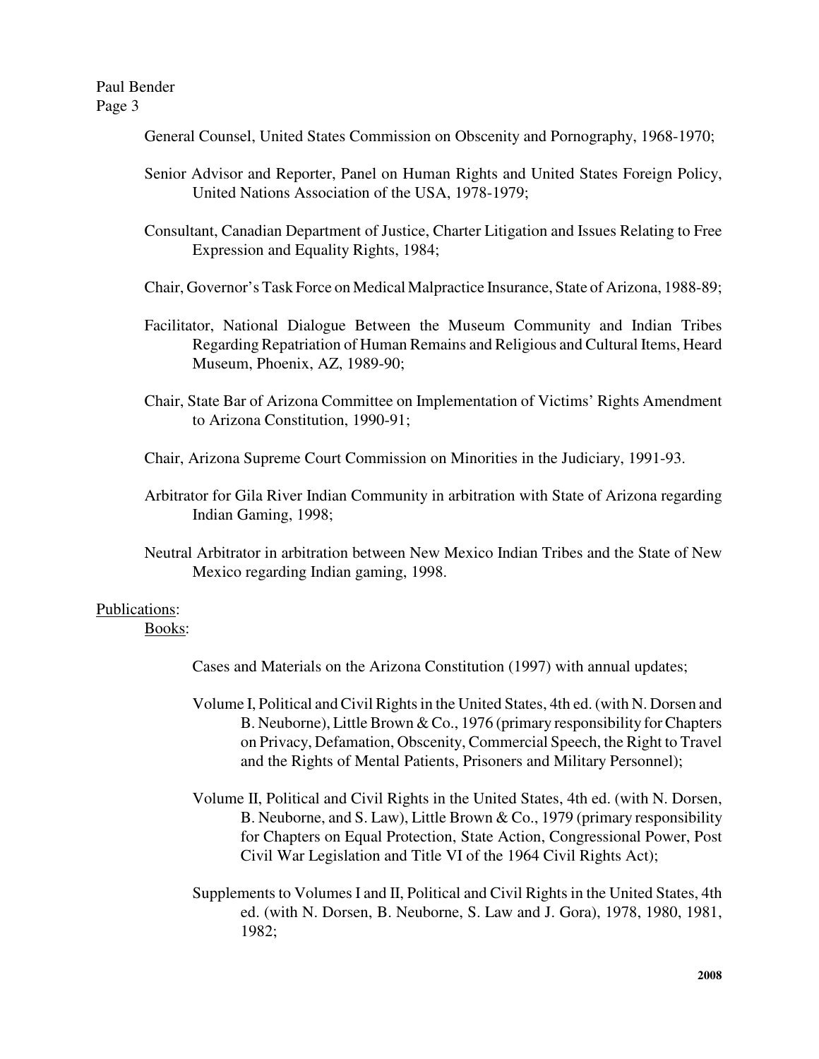General Counsel, United States Commission on Obscenity and Pornography, 1968-1970;

Senior Advisor and Reporter, Panel on Human Rights and United States Foreign Policy, United Nations Association of the USA, 1978-1979;

Consultant, Canadian Department of Justice, Charter Litigation and Issues Relating to Free Expression and Equality Rights, 1984;

Chair, Governor's Task Force on Medical Malpractice Insurance, State of Arizona, 1988-89;

Facilitator, National Dialogue Between the Museum Community and Indian Tribes Regarding Repatriation of Human Remains and Religious and Cultural Items, Heard Museum, Phoenix, AZ, 1989-90;

Chair, State Bar of Arizona Committee on Implementation of Victims' Rights Amendment to Arizona Constitution, 1990-91;

Chair, Arizona Supreme Court Commission on Minorities in the Judiciary, 1991-93.

Arbitrator for Gila River Indian Community in arbitration with State of Arizona regarding Indian Gaming, 1998;

Neutral Arbitrator in arbitration between New Mexico Indian Tribes and the State of New Mexico regarding Indian gaming, 1998.

<u>Publications</u>:

<u>Books</u>:

Cases and Materials on the Arizona Constitution (1997) with annual updates;

Volume I, Political and Civil Rights in the United States, 4th ed. (with N. Dorsen and B. Neuborne), Little Brown & Co., 1976 (primary responsibility for Chapters on Privacy, Defamation, Obscenity, Commercial Speech, the Right to Travel and the Rights of Mental Patients, Prisoners and Military Personnel);

Volume II, Political and Civil Rights in the United States, 4th ed. (with N. Dorsen, B. Neuborne, and S. Law), Little Brown & Co., 1979 (primary responsibility for Chapters on Equal Protection, State Action, Congressional Power, Post Civil War Legislation and Title VI of the 1964 Civil Rights Act);

Supplements to Volumes I and II, Political and Civil Rights in the United States, 4th ed. (with N. Dorsen, B. Neuborne, S. Law and J. Gora), 1978, 1980, 1981, 1982;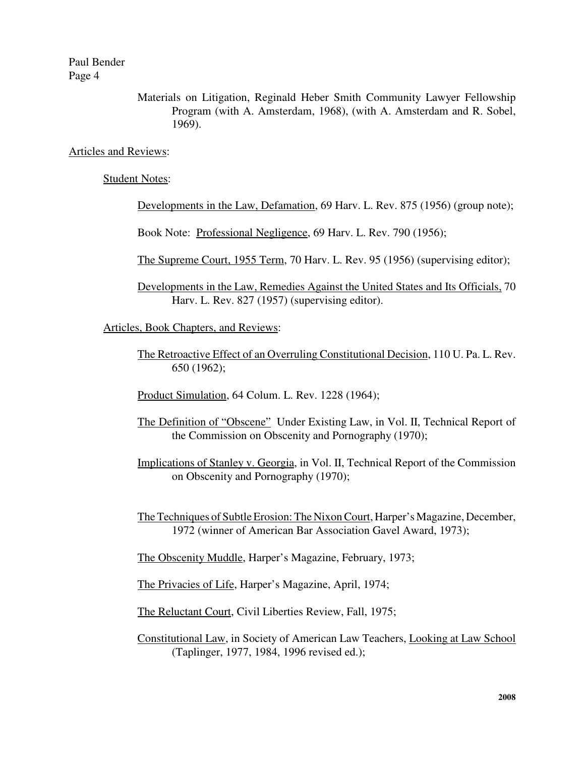Materials on Litigation, Reginald Heber Smith Community Lawyer Fellowship Program (with A. Amsterdam, 1968), (with A. Amsterdam and R. Sobel, 1969).

Articles and Reviews:

Student Notes:

Developments in the Law, Defamation, 69 Harv. L. Rev. 875 (1956) (group note);

Book Note: Professional Negligence, 69 Harv. L. Rev. 790 (1956);

The Supreme Court, 1955 Term, 70 Harv. L. Rev. 95 (1956) (supervising editor);

Developments in the Law, Remedies Against the United States and Its Officials, 70 Harv. L. Rev. 827 (1957) (supervising editor).

Articles, Book Chapters, and Reviews:

The Retroactive Effect of an Overruling Constitutional Decision, 110 U. Pa. L. Rev. 650 (1962);

Product Simulation, 64 Colum. L. Rev. 1228 (1964);

The Definition of "Obscene" Under Existing Law, in Vol. II, Technical Report of the Commission on Obscenity and Pornography (1970);

Implications of Stanley v. Georgia, in Vol. II, Technical Report of the Commission on Obscenity and Pornography (1970);

The Techniques of Subtle Erosion: The Nixon Court, Harper's Magazine, December, 1972 (winner of American Bar Association Gavel Award, 1973);

The Obscenity Muddle, Harper's Magazine, February, 1973;

The Privacies of Life, Harper's Magazine, April, 1974;

The Reluctant Court, Civil Liberties Review, Fall, 1975;

Constitutional Law, in Society of American Law Teachers, Looking at Law School (Taplinger, 1977, 1984, 1996 revised ed.);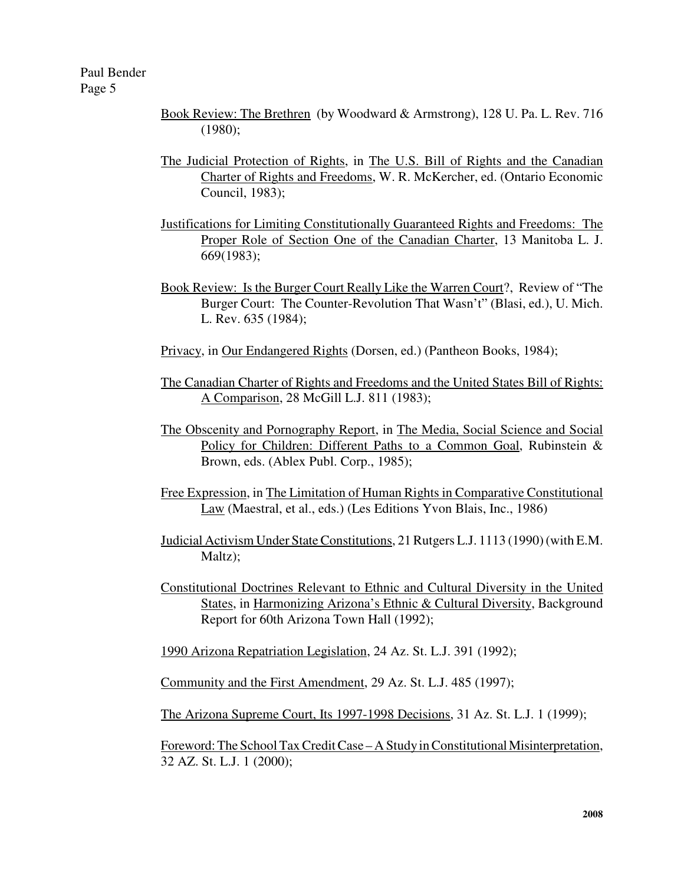Book Review: The Brethren (by Woodward & Armstrong), 128 U. Pa. L. Rev. 716 (1980);

The Judicial Protection of Rights, in The U.S. Bill of Rights and the Canadian Charter of Rights and Freedoms, W. R. McKercher, ed. (Ontario Economic Council, 1983);

Justifications for Limiting Constitutionally Guaranteed Rights and Freedoms: The Proper Role of Section One of the Canadian Charter, 13 Manitoba L. J. 669(1983);

Book Review: Is the Burger Court Really Like the Warren Court?, Review of "The Burger Court: The Counter-Revolution That Wasn't" (Blasi, ed.), U. Mich. L. Rev. 635 (1984);

Privacy, in Our Endangered Rights (Dorsen, ed.) (Pantheon Books, 1984);

The Canadian Charter of Rights and Freedoms and the United States Bill of Rights: A Comparison, 28 McGill L.J. 811 (1983);

The Obscenity and Pornography Report, in The Media, Social Science and Social Policy for Children: Different Paths to a Common Goal, Rubinstein & Brown, eds. (Ablex Publ. Corp., 1985);

Free Expression, in The Limitation of Human Rights in Comparative Constitutional Law (Maestral, et al., eds.) (Les Editions Yvon Blais, Inc., 1986)

Judicial Activism Under State Constitutions, 21 Rutgers L.J. 1113 (1990) (with E.M. Maltz);

Constitutional Doctrines Relevant to Ethnic and Cultural Diversity in the United States, in Harmonizing Arizona's Ethnic & Cultural Diversity, Background Report for 60th Arizona Town Hall (1992);

1990 Arizona Repatriation Legislation, 24 Az. St. L.J. 391 (1992);

Community and the First Amendment, 29 Az. St. L.J. 485 (1997);

The Arizona Supreme Court, Its 1997-1998 Decisions, 31 Az. St. L.J. 1 (1999);

Foreword: The School Tax Credit Case – A Study in Constitutional Misinterpretation, 32 AZ. St. L.J. 1 (2000);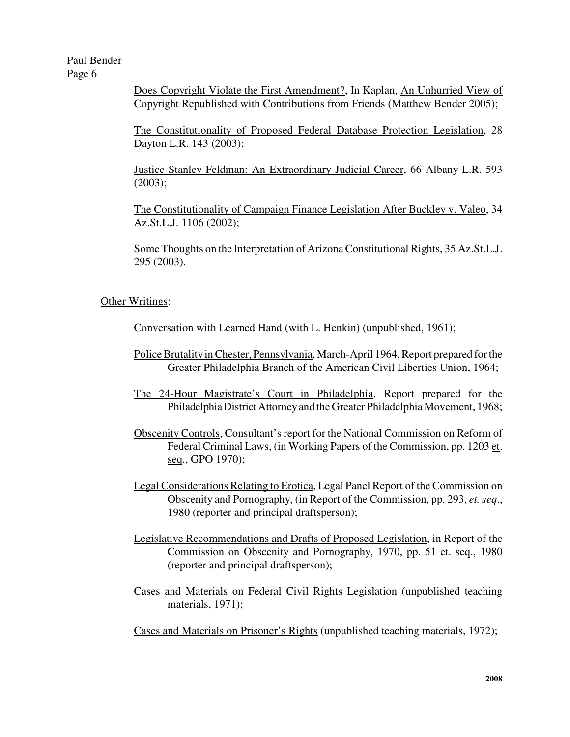Does Copyright Violate the First Amendment?, In Kaplan, An Unhurried View of Copyright Republished with Contributions from Friends (Matthew Bender 2005);

The Constitutionality of Proposed Federal Database Protection Legislation, 28 Dayton L.R. 143 (2003);

Justice Stanley Feldman: An Extraordinary Judicial Career, 66 Albany L.R. 593 (2003);

The Constitutionality of Campaign Finance Legislation After Buckley v. Valeo, 34 Az.St.L.J. 1106 (2002);

Some Thoughts on the Interpretation of Arizona Constitutional Rights, 35 Az.St.L.J. 295 (2003).

Other Writings:

Conversation with Learned Hand (with L. Henkin) (unpublished, 1961);

Police Brutality in Chester, Pennsylvania, March-April 1964, Report prepared for the Greater Philadelphia Branch of the American Civil Liberties Union, 1964;

The 24-Hour Magistrate's Court in Philadelphia, Report prepared for the Philadelphia District Attorney and the Greater Philadelphia Movement, 1968;

Obscenity Controls, Consultant's report for the National Commission on Reform of Federal Criminal Laws, (in Working Papers of the Commission, pp. 1203 et. seq., GPO 1970);

Legal Considerations Relating to Erotica, Legal Panel Report of the Commission on Obscenity and Pornography, (in Report of the Commission, pp. 293, *et. seq*., 1980 (reporter and principal draftsperson);

Legislative Recommendations and Drafts of Proposed Legislation, in Report of the Commission on Obscenity and Pornography, 1970, pp. 51 et. seq., 1980 (reporter and principal draftsperson);

Cases and Materials on Federal Civil Rights Legislation (unpublished teaching materials, 1971);

Cases and Materials on Prisoner's Rights (unpublished teaching materials, 1972);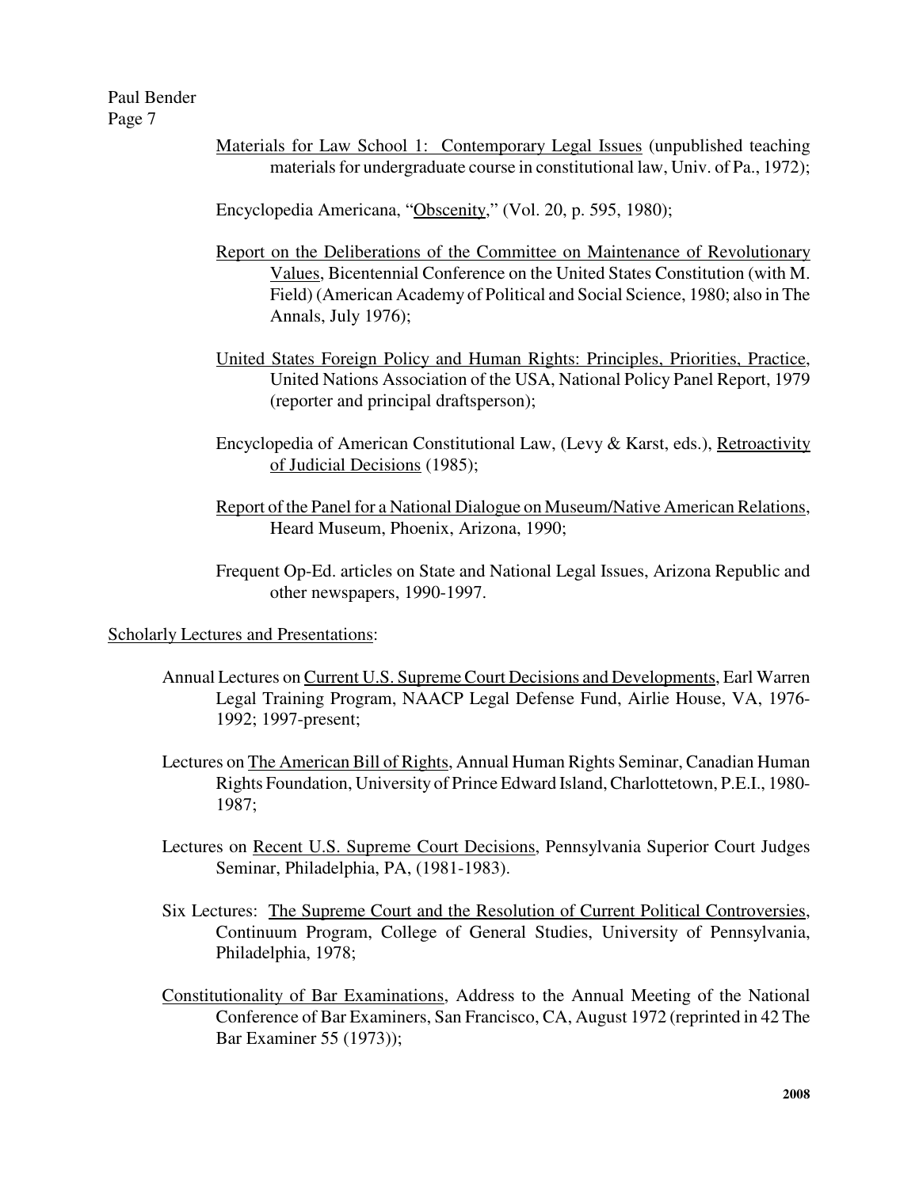Materials for Law School 1: Contemporary Legal Issues (unpublished teaching materials for undergraduate course in constitutional law, Univ. of Pa., 1972);

Encyclopedia Americana, "Obscenity," (Vol. 20, p. 595, 1980);

Report on the Deliberations of the Committee on Maintenance of Revolutionary Values, Bicentennial Conference on the United States Constitution (with M. Field) (American Academy of Political and Social Science, 1980; also in The Annals, July 1976);

United States Foreign Policy and Human Rights: Principles, Priorities, Practice, United Nations Association of the USA, National Policy Panel Report, 1979 (reporter and principal draftsperson);

Encyclopedia of American Constitutional Law, (Levy & Karst, eds.), Retroactivity of Judicial Decisions (1985);

Report of the Panel for a National Dialogue on Museum/Native American Relations, Heard Museum, Phoenix, Arizona, 1990;

Frequent Op-Ed. articles on State and National Legal Issues, Arizona Republic and other newspapers, 1990-1997.

Scholarly Lectures and Presentations:

Annual Lectures on Current U.S. Supreme Court Decisions and Developments, Earl Warren Legal Training Program, NAACP Legal Defense Fund, Airlie House, VA, 1976-1992; 1997-present;

Lectures on The American Bill of Rights, Annual Human Rights Seminar, Canadian Human Rights Foundation, University of Prince Edward Island, Charlottetown, P.E.I., 1980-1987;

Lectures on Recent U.S. Supreme Court Decisions, Pennsylvania Superior Court Judges Seminar, Philadelphia, PA, (1981-1983).

Six Lectures: The Supreme Court and the Resolution of Current Political Controversies, Continuum Program, College of General Studies, University of Pennsylvania, Philadelphia, 1978;

Constitutionality of Bar Examinations, Address to the Annual Meeting of the National Conference of Bar Examiners, San Francisco, CA, August 1972 (reprinted in 42 The Bar Examiner 55 (1973));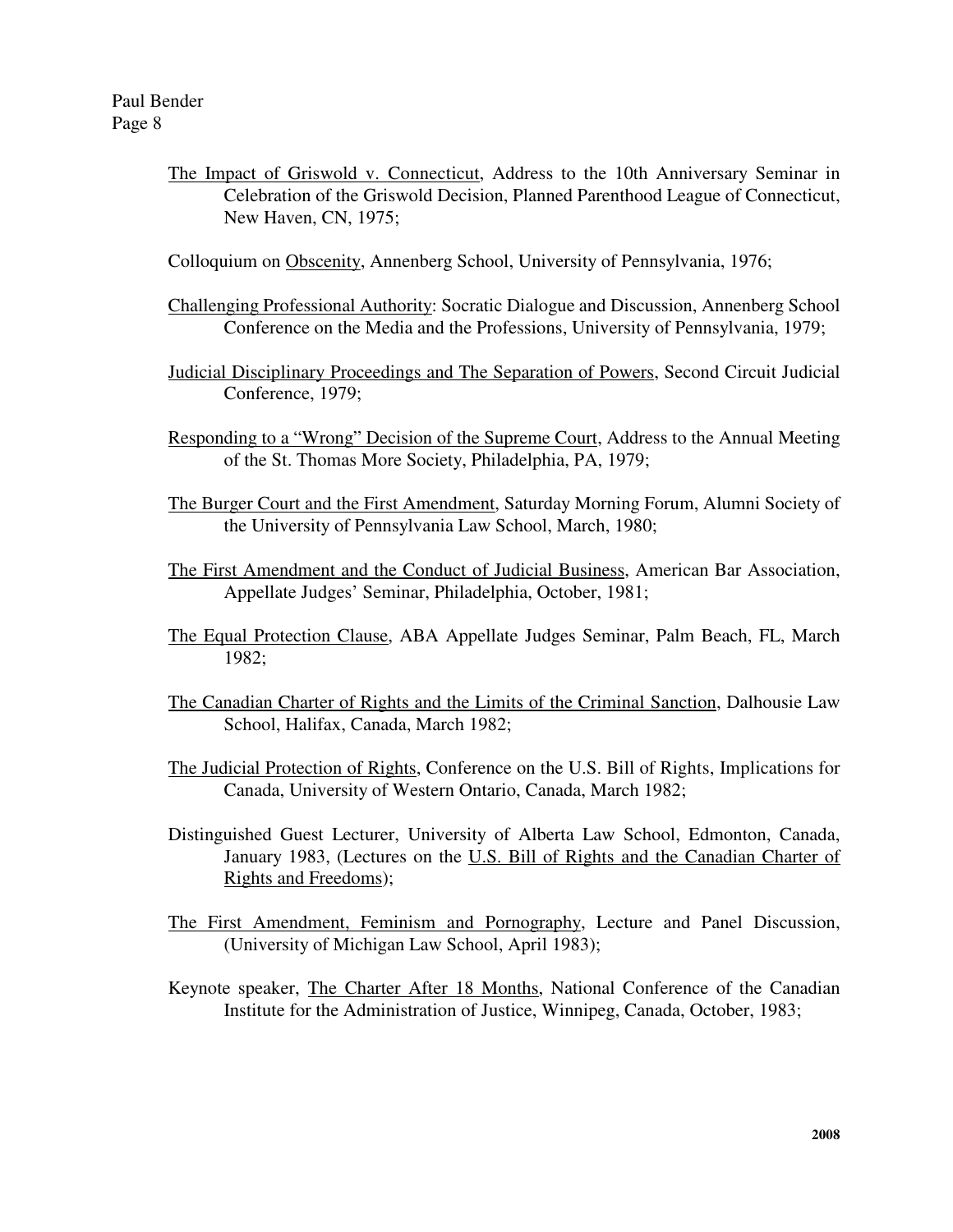The Impact of Griswold v. Connecticut, Address to the 10th Anniversary Seminar in Celebration of the Griswold Decision, Planned Parenthood League of Connecticut, New Haven, CN, 1975;

Colloquium on Obscenity, Annenberg School, University of Pennsylvania, 1976;

Challenging Professional Authority: Socratic Dialogue and Discussion, Annenberg School Conference on the Media and the Professions, University of Pennsylvania, 1979;

Judicial Disciplinary Proceedings and The Separation of Powers, Second Circuit Judicial Conference, 1979;

Responding to a "Wrong" Decision of the Supreme Court, Address to the Annual Meeting of the St. Thomas More Society, Philadelphia, PA, 1979;

The Burger Court and the First Amendment, Saturday Morning Forum, Alumni Society of the University of Pennsylvania Law School, March, 1980;

The First Amendment and the Conduct of Judicial Business, American Bar Association, Appellate Judges' Seminar, Philadelphia, October, 1981;

The Equal Protection Clause, ABA Appellate Judges Seminar, Palm Beach, FL, March 1982;

The Canadian Charter of Rights and the Limits of the Criminal Sanction, Dalhousie Law School, Halifax, Canada, March 1982;

The Judicial Protection of Rights, Conference on the U.S. Bill of Rights, Implications for Canada, University of Western Ontario, Canada, March 1982;

Distinguished Guest Lecturer, University of Alberta Law School, Edmonton, Canada, January 1983, (Lectures on the U.S. Bill of Rights and the Canadian Charter of Rights and Freedoms);

The First Amendment, Feminism and Pornography, Lecture and Panel Discussion, (University of Michigan Law School, April 1983);

Keynote speaker, The Charter After 18 Months, National Conference of the Canadian Institute for the Administration of Justice, Winnipeg, Canada, October, 1983;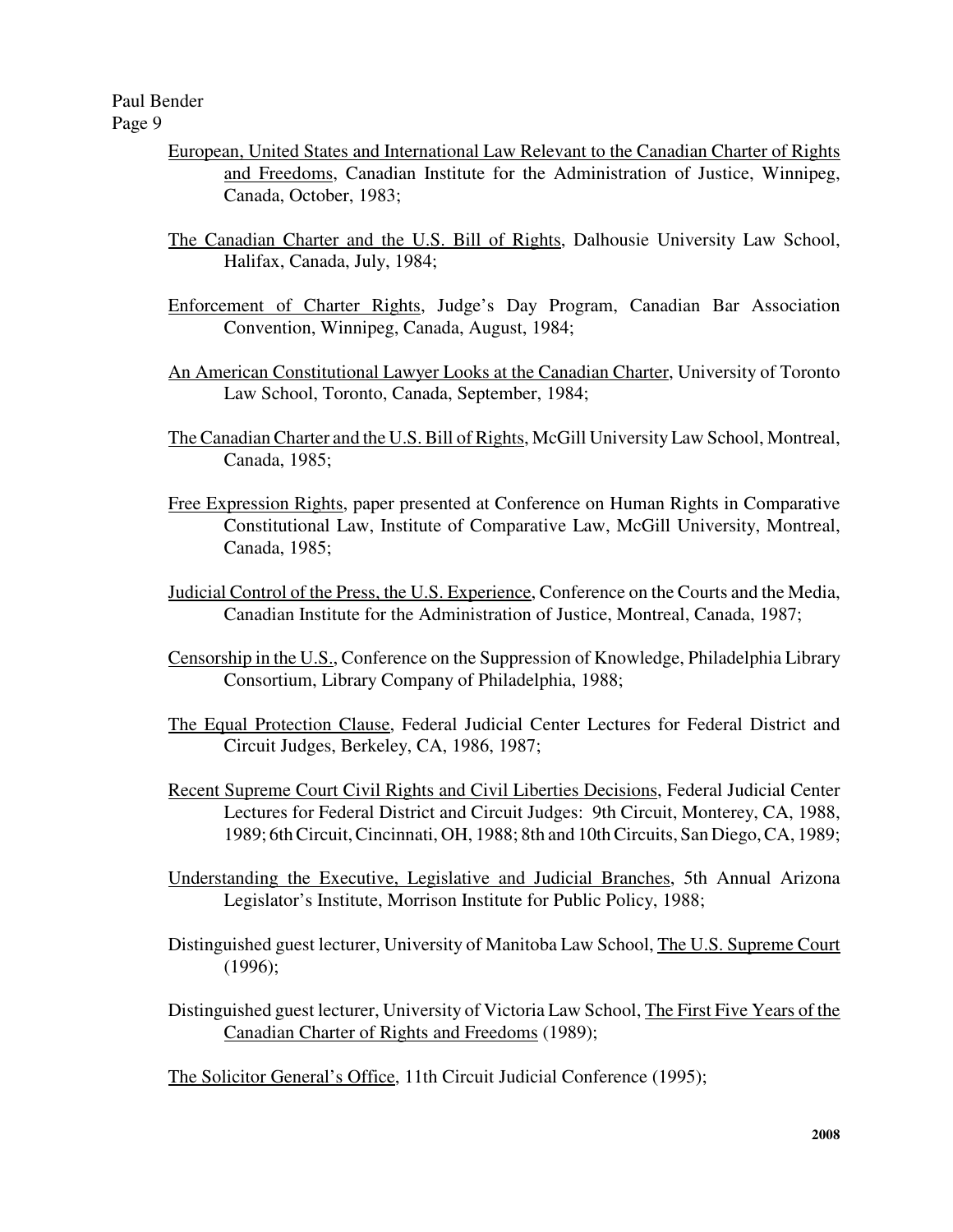European, United States and International Law Relevant to the Canadian Charter of Rights and Freedoms, Canadian Institute for the Administration of Justice, Winnipeg, Canada, October, 1983;

The Canadian Charter and the U.S. Bill of Rights, Dalhousie University Law School, Halifax, Canada, July, 1984;

Enforcement of Charter Rights, Judge's Day Program, Canadian Bar Association Convention, Winnipeg, Canada, August, 1984;

An American Constitutional Lawyer Looks at the Canadian Charter, University of Toronto Law School, Toronto, Canada, September, 1984;

The Canadian Charter and the U.S. Bill of Rights, McGill University Law School, Montreal, Canada, 1985;

Free Expression Rights, paper presented at Conference on Human Rights in Comparative Constitutional Law, Institute of Comparative Law, McGill University, Montreal, Canada, 1985;

Judicial Control of the Press, the U.S. Experience, Conference on the Courts and the Media, Canadian Institute for the Administration of Justice, Montreal, Canada, 1987;

Censorship in the U.S., Conference on the Suppression of Knowledge, Philadelphia Library Consortium, Library Company of Philadelphia, 1988;

The Equal Protection Clause, Federal Judicial Center Lectures for Federal District and Circuit Judges, Berkeley, CA, 1986, 1987;

Recent Supreme Court Civil Rights and Civil Liberties Decisions, Federal Judicial Center Lectures for Federal District and Circuit Judges: 9th Circuit, Monterey, CA, 1988, 1989; 6th Circuit, Cincinnati, OH, 1988; 8th and 10th Circuits, San Diego, CA, 1989;

Understanding the Executive, Legislative and Judicial Branches, 5th Annual Arizona Legislator's Institute, Morrison Institute for Public Policy, 1988;

Distinguished guest lecturer, University of Manitoba Law School, The U.S. Supreme Court (1996);

Distinguished guest lecturer, University of Victoria Law School, The First Five Years of the Canadian Charter of Rights and Freedoms (1989);

The Solicitor General's Office, 11th Circuit Judicial Conference (1995);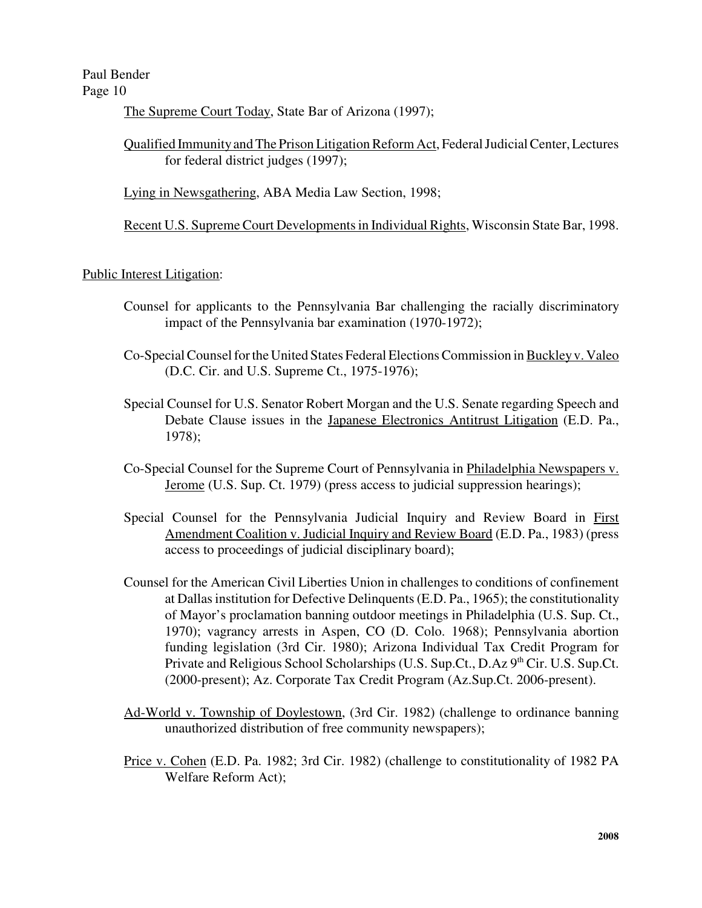The Supreme Court Today, State Bar of Arizona (1997);

Qualified Immunity and The Prison Litigation Reform Act, Federal Judicial Center, Lectures for federal district judges (1997);

Lying in Newsgathering, ABA Media Law Section, 1998;

Recent U.S. Supreme Court Developments in Individual Rights, Wisconsin State Bar, 1998.

Public Interest Litigation:

Counsel for applicants to the Pennsylvania Bar challenging the racially discriminatory impact of the Pennsylvania bar examination (1970-1972);

Co-Special Counsel for the United States Federal Elections Commission in Buckley v. Valeo (D.C. Cir. and U.S. Supreme Ct., 1975-1976);

Special Counsel for U.S. Senator Robert Morgan and the U.S. Senate regarding Speech and Debate Clause issues in the Japanese Electronics Antitrust Litigation (E.D. Pa., 1978);

Co-Special Counsel for the Supreme Court of Pennsylvania in Philadelphia Newspapers v. Jerome (U.S. Sup. Ct. 1979) (press access to judicial suppression hearings);

Special Counsel for the Pennsylvania Judicial Inquiry and Review Board in First Amendment Coalition v. Judicial Inquiry and Review Board (E.D. Pa., 1983) (press access to proceedings of judicial disciplinary board);

Counsel for the American Civil Liberties Union in challenges to conditions of confinement at Dallas institution for Defective Delinquents (E.D. Pa., 1965); the constitutionality of Mayor's proclamation banning outdoor meetings in Philadelphia (U.S. Sup. Ct., 1970); vagrancy arrests in Aspen, CO (D. Colo. 1968); Pennsylvania abortion funding legislation (3rd Cir. 1980); Arizona Individual Tax Credit Program for Private and Religious School Scholarships (U.S. Sup.Ct., D.Az 9th Cir. U.S. Sup.Ct. (2000-present); Az. Corporate Tax Credit Program (Az.Sup.Ct. 2006-present).

Ad-World v. Township of Doylestown, (3rd Cir. 1982) (challenge to ordinance banning unauthorized distribution of free community newspapers);

Price v. Cohen (E.D. Pa. 1982; 3rd Cir. 1982) (challenge to constitutionality of 1982 PA Welfare Reform Act);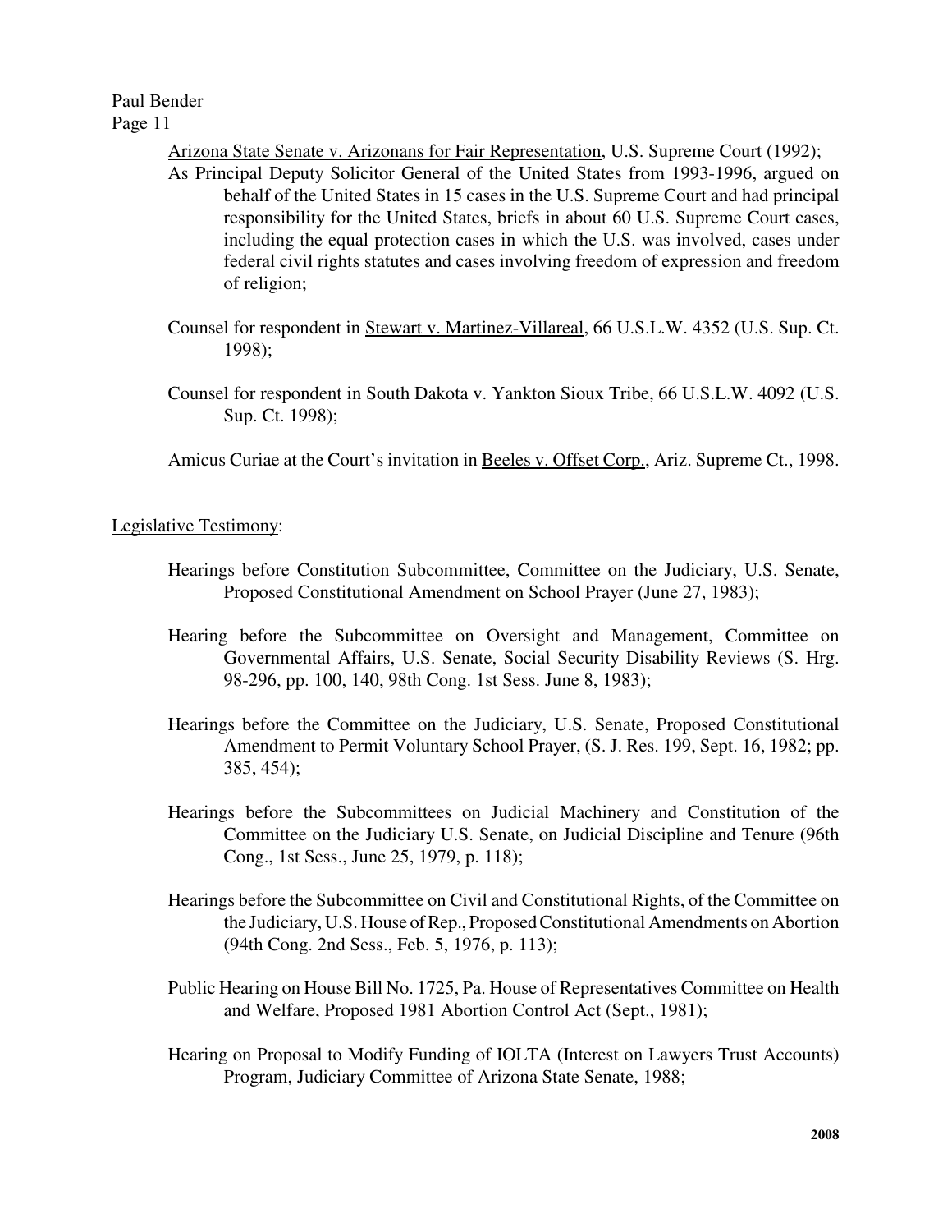Arizona State Senate v. Arizonans for Fair Representation, U.S. Supreme Court (1992);

As Principal Deputy Solicitor General of the United States from 1993-1996, argued on behalf of the United States in 15 cases in the U.S. Supreme Court and had principal responsibility for the United States, briefs in about 60 U.S. Supreme Court cases, including the equal protection cases in which the U.S. was involved, cases under federal civil rights statutes and cases involving freedom of expression and freedom of religion;

Counsel for respondent in Stewart v. Martinez-Villareal, 66 U.S.L.W. 4352 (U.S. Sup. Ct. 1998);

Counsel for respondent in South Dakota v. Yankton Sioux Tribe, 66 U.S.L.W. 4092 (U.S. Sup. Ct. 1998);

Amicus Curiae at the Court's invitation in Beeles v. Offset Corp., Ariz. Supreme Ct., 1998.

Legislative Testimony:

Hearings before Constitution Subcommittee, Committee on the Judiciary, U.S. Senate, Proposed Constitutional Amendment on School Prayer (June 27, 1983);

Hearing before the Subcommittee on Oversight and Management, Committee on Governmental Affairs, U.S. Senate, Social Security Disability Reviews (S. Hrg. 98-296, pp. 100, 140, 98th Cong. 1st Sess. June 8, 1983);

Hearings before the Committee on the Judiciary, U.S. Senate, Proposed Constitutional Amendment to Permit Voluntary School Prayer, (S. J. Res. 199, Sept. 16, 1982; pp. 385, 454);

Hearings before the Subcommittees on Judicial Machinery and Constitution of the Committee on the Judiciary U.S. Senate, on Judicial Discipline and Tenure (96th Cong., 1st Sess., June 25, 1979, p. 118);

Hearings before the Subcommittee on Civil and Constitutional Rights, of the Committee on the Judiciary, U.S. House of Rep., Proposed Constitutional Amendments on Abortion (94th Cong. 2nd Sess., Feb. 5, 1976, p. 113);

Public Hearing on House Bill No. 1725, Pa. House of Representatives Committee on Health and Welfare, Proposed 1981 Abortion Control Act (Sept., 1981);

Hearing on Proposal to Modify Funding of IOLTA (Interest on Lawyers Trust Accounts) Program, Judiciary Committee of Arizona State Senate, 1988;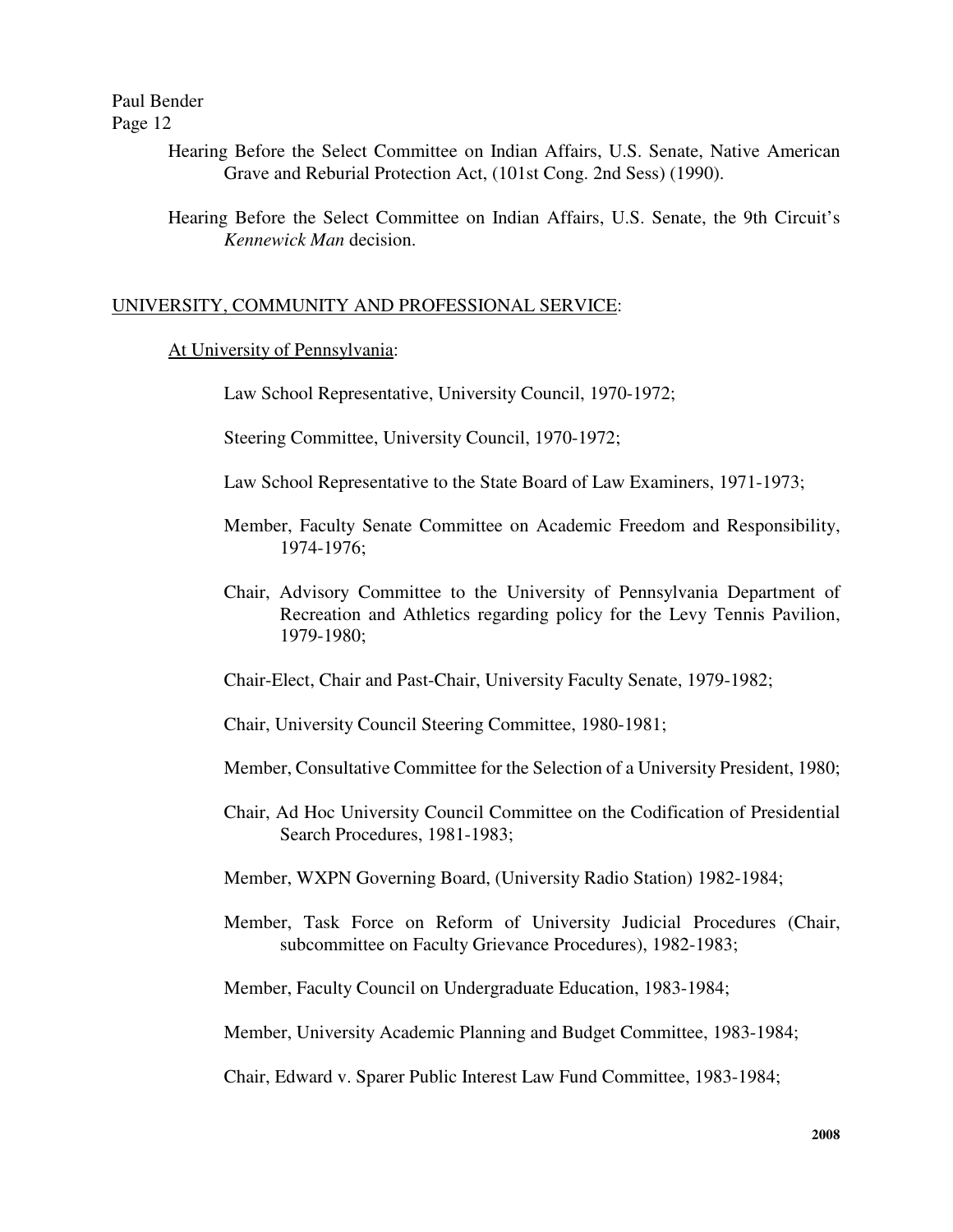Hearing Before the Select Committee on Indian Affairs, U.S. Senate, Native American Grave and Reburial Protection Act, (101st Cong. 2nd Sess) (1990).

Hearing Before the Select Committee on Indian Affairs, U.S. Senate, the 9th Circuit's *Kennewick Man* decision.

## UNIVERSITY, COMMUNITY AND PROFESSIONAL SERVICE:

### At University of Pennsylvania:

Law School Representative, University Council, 1970-1972;

Steering Committee, University Council, 1970-1972;

Law School Representative to the State Board of Law Examiners, 1971-1973;

Member, Faculty Senate Committee on Academic Freedom and Responsibility, 1974-1976;

Chair, Advisory Committee to the University of Pennsylvania Department of Recreation and Athletics regarding policy for the Levy Tennis Pavilion, 1979-1980;

Chair-Elect, Chair and Past-Chair, University Faculty Senate, 1979-1982;

Chair, University Council Steering Committee, 1980-1981;

Member, Consultative Committee for the Selection of a University President, 1980;

Chair, Ad Hoc University Council Committee on the Codification of Presidential Search Procedures, 1981-1983;

Member, WXPN Governing Board, (University Radio Station) 1982-1984;

Member, Task Force on Reform of University Judicial Procedures (Chair, subcommittee on Faculty Grievance Procedures), 1982-1983;

Member, Faculty Council on Undergraduate Education, 1983-1984;

Member, University Academic Planning and Budget Committee, 1983-1984;

Chair, Edward v. Sparer Public Interest Law Fund Committee, 1983-1984;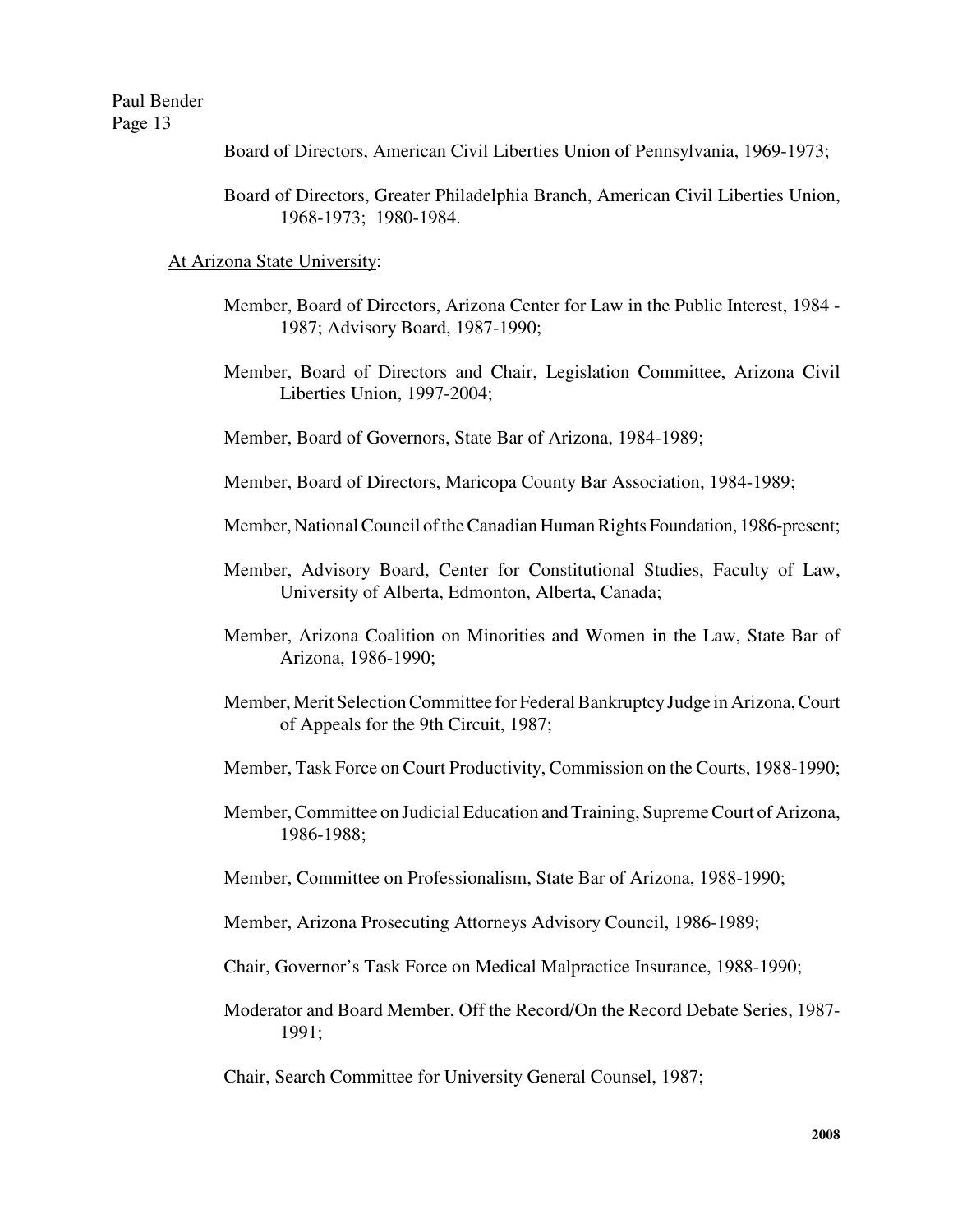Board of Directors, American Civil Liberties Union of Pennsylvania, 1969-1973;

Board of Directors, Greater Philadelphia Branch, American Civil Liberties Union, 1968-1973; 1980-1984.

<u>At Arizona State University</u>:

Member, Board of Directors, Arizona Center for Law in the Public Interest, 1984 - 1987; Advisory Board, 1987-1990;

Member, Board of Directors and Chair, Legislation Committee, Arizona Civil Liberties Union, 1997-2004;

Member, Board of Governors, State Bar of Arizona, 1984-1989;

Member, Board of Directors, Maricopa County Bar Association, 1984-1989;

Member, National Council of the Canadian Human Rights Foundation, 1986-present;

Member, Advisory Board, Center for Constitutional Studies, Faculty of Law, University of Alberta, Edmonton, Alberta, Canada;

Member, Arizona Coalition on Minorities and Women in the Law, State Bar of Arizona, 1986-1990;

Member, Merit Selection Committee for Federal Bankruptcy Judge in Arizona, Court of Appeals for the 9th Circuit, 1987;

Member, Task Force on Court Productivity, Commission on the Courts, 1988-1990;

Member, Committee on Judicial Education and Training, Supreme Court of Arizona, 1986-1988;

Member, Committee on Professionalism, State Bar of Arizona, 1988-1990;

Member, Arizona Prosecuting Attorneys Advisory Council, 1986-1989;

Chair, Governor's Task Force on Medical Malpractice Insurance, 1988-1990;

Moderator and Board Member, Off the Record/On the Record Debate Series, 1987-1991;

Chair, Search Committee for University General Counsel, 1987;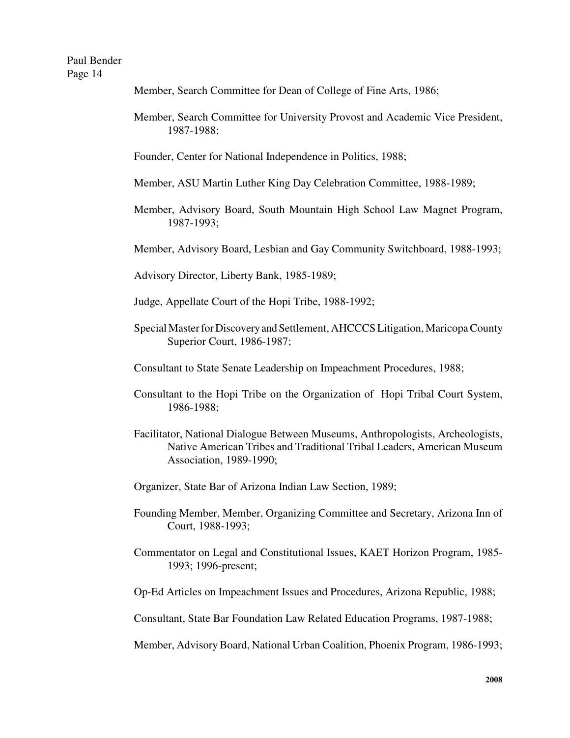Member, Search Committee for Dean of College of Fine Arts, 1986;

Member, Search Committee for University Provost and Academic Vice President, 1987-1988;

Founder, Center for National Independence in Politics, 1988;

Member, ASU Martin Luther King Day Celebration Committee, 1988-1989;

Member, Advisory Board, South Mountain High School Law Magnet Program, 1987-1993;

Member, Advisory Board, Lesbian and Gay Community Switchboard, 1988-1993;

Advisory Director, Liberty Bank, 1985-1989;

Judge, Appellate Court of the Hopi Tribe, 1988-1992;

Special Master for Discovery and Settlement, AHCCCS Litigation, Maricopa County Superior Court, 1986-1987;

Consultant to State Senate Leadership on Impeachment Procedures, 1988;

Consultant to the Hopi Tribe on the Organization of Hopi Tribal Court System, 1986-1988;

Facilitator, National Dialogue Between Museums, Anthropologists, Archeologists, Native American Tribes and Traditional Tribal Leaders, American Museum Association, 1989-1990;

Organizer, State Bar of Arizona Indian Law Section, 1989;

Founding Member, Member, Organizing Committee and Secretary, Arizona Inn of Court, 1988-1993;

Commentator on Legal and Constitutional Issues, KAET Horizon Program, 1985-1993; 1996-present;

Op-Ed Articles on Impeachment Issues and Procedures, Arizona Republic, 1988;

Consultant, State Bar Foundation Law Related Education Programs, 1987-1988;

Member, Advisory Board, National Urban Coalition, Phoenix Program, 1986-1993;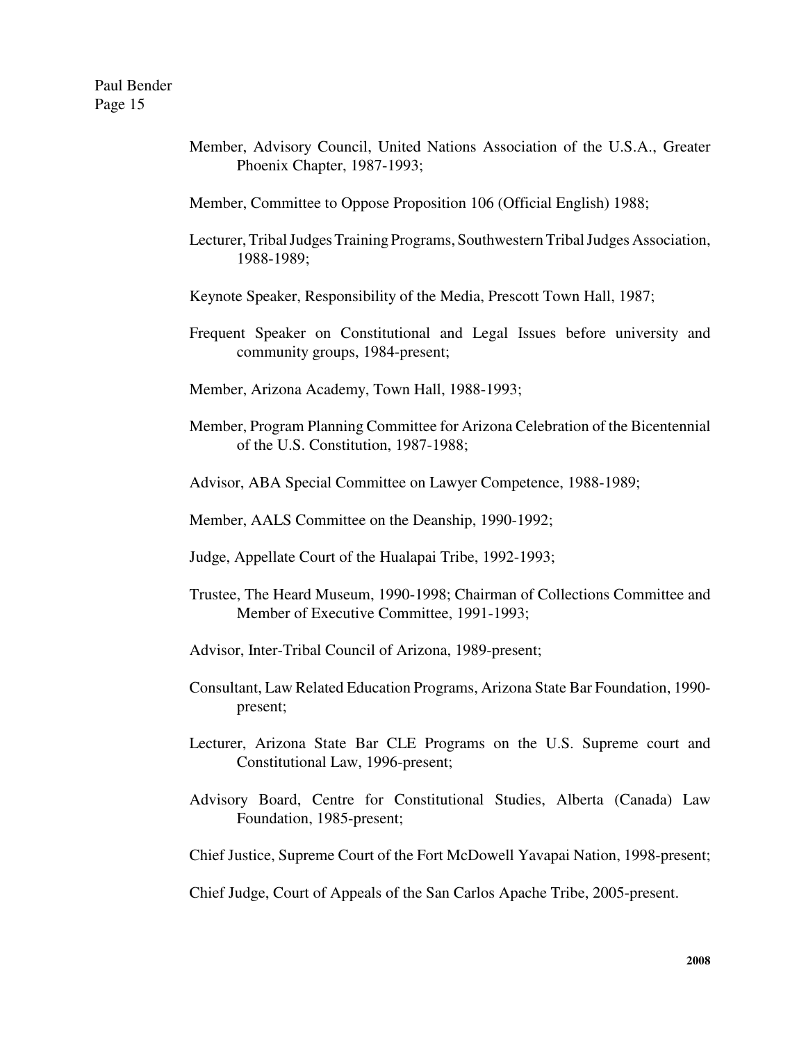Member, Advisory Council, United Nations Association of the U.S.A., Greater Phoenix Chapter, 1987-1993;

Member, Committee to Oppose Proposition 106 (Official English) 1988;

Lecturer, Tribal Judges Training Programs, Southwestern Tribal Judges Association, 1988-1989;

Keynote Speaker, Responsibility of the Media, Prescott Town Hall, 1987;

Frequent Speaker on Constitutional and Legal Issues before university and community groups, 1984-present;

Member, Arizona Academy, Town Hall, 1988-1993;

Member, Program Planning Committee for Arizona Celebration of the Bicentennial of the U.S. Constitution, 1987-1988;

Advisor, ABA Special Committee on Lawyer Competence, 1988-1989;

Member, AALS Committee on the Deanship, 1990-1992;

Judge, Appellate Court of the Hualapai Tribe, 1992-1993;

Trustee, The Heard Museum, 1990-1998; Chairman of Collections Committee and Member of Executive Committee, 1991-1993;

Advisor, Inter-Tribal Council of Arizona, 1989-present;

Consultant, Law Related Education Programs, Arizona State Bar Foundation, 1990-present;

Lecturer, Arizona State Bar CLE Programs on the U.S. Supreme court and Constitutional Law, 1996-present;

Advisory Board, Centre for Constitutional Studies, Alberta (Canada) Law Foundation, 1985-present;

Chief Justice, Supreme Court of the Fort McDowell Yavapai Nation, 1998-present;

Chief Judge, Court of Appeals of the San Carlos Apache Tribe, 2005-present.